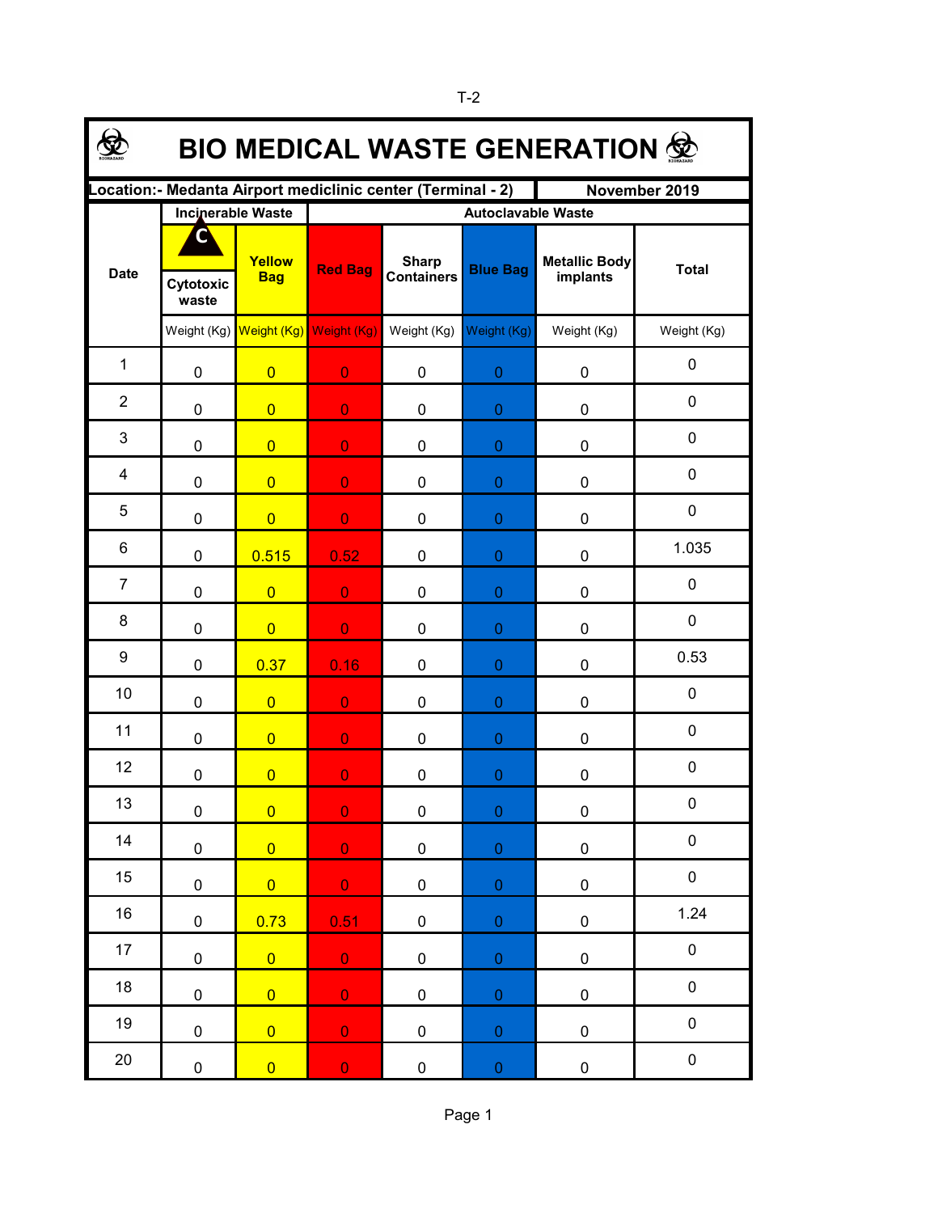T-2

# BIO MEDICAL WASTE GENERATION

| Location:- Medanta Airport mediclinic center (Terminal - 2) | | | | | | | November 2019 |
|---|---|---|---|---|---|---|---|
| Date | Incinerable Waste | Autoclavable Waste | | | | | |
| | Cytotoxic waste | Yellow Bag | Red Bag | Sharp Containers | Blue Bag | Metallic Body implants | Total |
| | Weight (Kg) | Weight (Kg) | Weight (Kg) | Weight (Kg) | Weight (Kg) | Weight (Kg) | Weight (Kg) |
| 1 | 0 | 0 | 0 | 0 | 0 | 0 | 0 |
| 2 | 0 | 0 | 0 | 0 | 0 | 0 | 0 |
| 3 | 0 | 0 | 0 | 0 | 0 | 0 | 0 |
| 4 | 0 | 0 | 0 | 0 | 0 | 0 | 0 |
| 5 | 0 | 0 | 0 | 0 | 0 | 0 | 0 |
| 6 | 0 | 0.515 | 0.52 | 0 | 0 | 0 | 1.035 |
| 7 | 0 | 0 | 0 | 0 | 0 | 0 | 0 |
| 8 | 0 | 0 | 0 | 0 | 0 | 0 | 0 |
| 9 | 0 | 0.37 | 0.16 | 0 | 0 | 0 | 0.53 |
| 10 | 0 | 0 | 0 | 0 | 0 | 0 | 0 |
| 11 | 0 | 0 | 0 | 0 | 0 | 0 | 0 |
| 12 | 0 | 0 | 0 | 0 | 0 | 0 | 0 |
| 13 | 0 | 0 | 0 | 0 | 0 | 0 | 0 |
| 14 | 0 | 0 | 0 | 0 | 0 | 0 | 0 |
| 15 | 0 | 0 | 0 | 0 | 0 | 0 | 0 |
| 16 | 0 | 0.73 | 0.51 | 0 | 0 | 0 | 1.24 |
| 17 | 0 | 0 | 0 | 0 | 0 | 0 | 0 |
| 18 | 0 | 0 | 0 | 0 | 0 | 0 | 0 |
| 19 | 0 | 0 | 0 | 0 | 0 | 0 | 0 |
| 20 | 0 | 0 | 0 | 0 | 0 | 0 | 0 |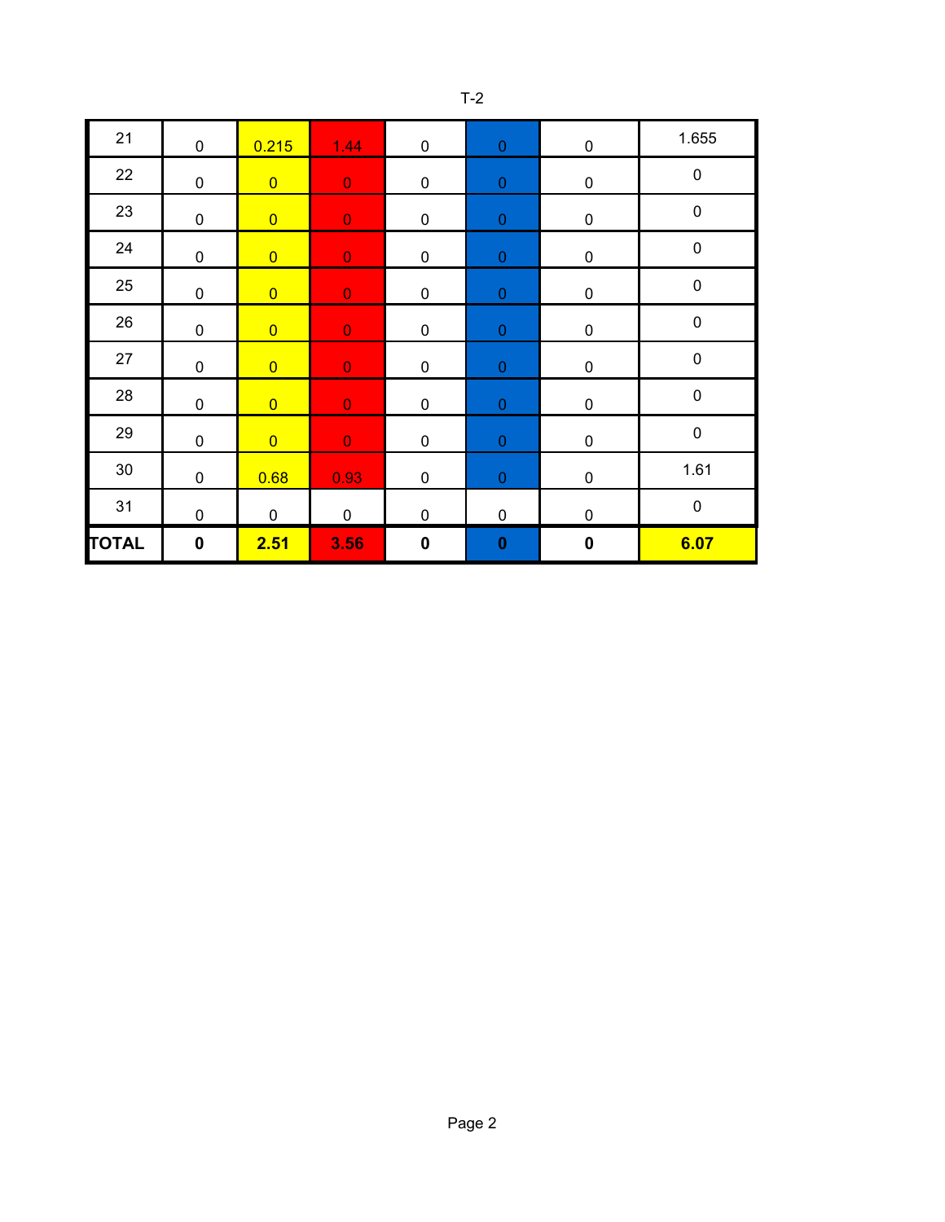T-2

| | | | | | | | |
|---|---|---|---|---|---|---|---|
| 21 | 0 | 0.215 | 1.44 | 0 | 0 | 0 | 1.655 |
| 22 | 0 | 0 | 0 | 0 | 0 | 0 | 0 |
| 23 | 0 | 0 | 0 | 0 | 0 | 0 | 0 |
| 24 | 0 | 0 | 0 | 0 | 0 | 0 | 0 |
| 25 | 0 | 0 | 0 | 0 | 0 | 0 | 0 |
| 26 | 0 | 0 | 0 | 0 | 0 | 0 | 0 |
| 27 | 0 | 0 | 0 | 0 | 0 | 0 | 0 |
| 28 | 0 | 0 | 0 | 0 | 0 | 0 | 0 |
| 29 | 0 | 0 | 0 | 0 | 0 | 0 | 0 |
| 30 | 0 | 0.68 | 0.93 | 0 | 0 | 0 | 1.61 |
| 31 | 0 | 0 | 0 | 0 | 0 | 0 | 0 |
| **TOTAL** | **0** | **2.51** | **3.56** | **0** | **0** | **0** | **6.07** |